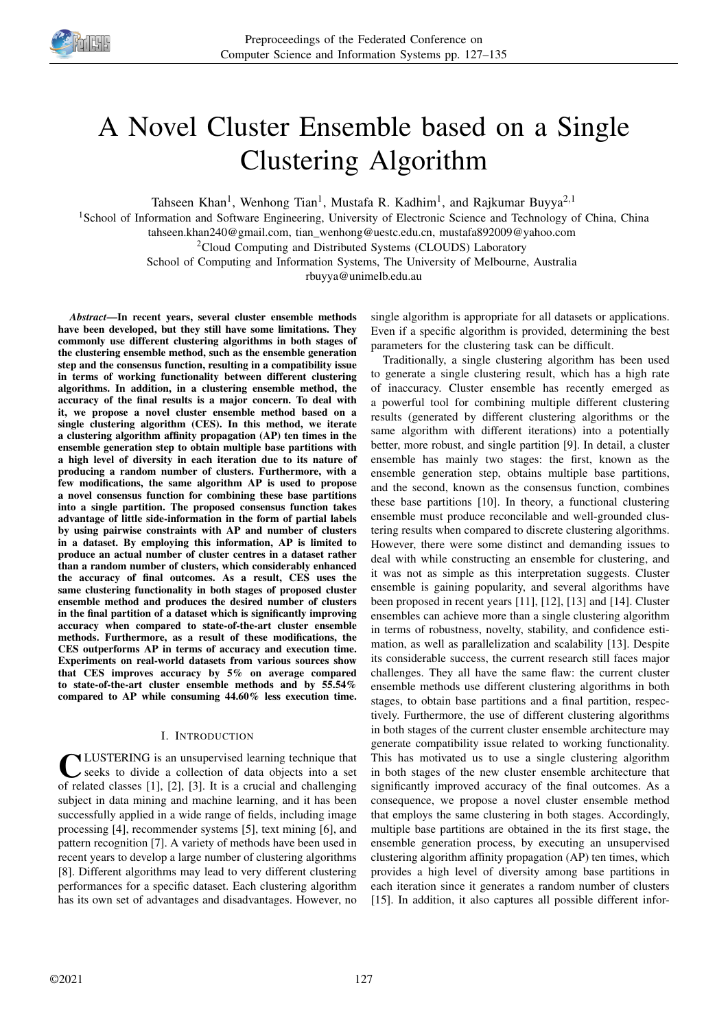# A Novel Cluster Ensemble based on a Single Clustering Algorithm

Tahseen Khan[1], Wenhong Tian[1], Mustafa R. Kadhim[1], and Rajkumar Buyya[2,1]

[1]School of Information and Software Engineering, University of Electronic Science and Technology of China, China
tahseen.khan240@gmail.com, tian_wenhong@uestc.edu.cn, mustafa892009@yahoo.com

[2]Cloud Computing and Distributed Systems (CLOUDS) Laboratory
School of Computing and Information Systems, The University of Melbourne, Australia
rbuyya@unimelb.edu.au

***Abstract*—In recent years, several cluster ensemble methods have been developed, but they still have some limitations. They commonly use different clustering algorithms in both stages of the clustering ensemble method, such as the ensemble generation step and the consensus function, resulting in a compatibility issue in terms of working functionality between different clustering algorithms. In addition, in a clustering ensemble method, the accuracy of the final results is a major concern. To deal with it, we propose a novel cluster ensemble method based on a single clustering algorithm (CES). In this method, we iterate a clustering algorithm affinity propagation (AP) ten times in the ensemble generation step to obtain multiple base partitions with a high level of diversity in each iteration due to its nature of producing a random number of clusters. Furthermore, with a few modifications, the same algorithm AP is used to propose a novel consensus function for combining these base partitions into a single partition. The proposed consensus function takes advantage of little side-information in the form of partial labels by using pairwise constraints with AP and number of clusters in a dataset. By employing this information, AP is limited to produce an actual number of cluster centres in a dataset rather than a random number of clusters, which considerably enhanced the accuracy of final outcomes. As a result, CES uses the same clustering functionality in both stages of proposed cluster ensemble method and produces the desired number of clusters in the final partition of a dataset which is significantly improving accuracy when compared to state-of-the-art cluster ensemble methods. Furthermore, as a result of these modifications, the CES outperforms AP in terms of accuracy and execution time. Experiments on real-world datasets from various sources show that CES improves accuracy by 5% on average compared to state-of-the-art cluster ensemble methods and by 55.54% compared to AP while consuming 44.60% less execution time.**

## I. Introduction

Clustering is an unsupervised learning technique that seeks to divide a collection of data objects into a set of related classes [1], [2], [3]. It is a crucial and challenging subject in data mining and machine learning, and it has been successfully applied in a wide range of fields, including image processing [4], recommender systems [5], text mining [6], and pattern recognition [7]. A variety of methods have been used in recent years to develop a large number of clustering algorithms [8]. Different algorithms may lead to very different clustering performances for a specific dataset. Each clustering algorithm has its own set of advantages and disadvantages. However, no single algorithm is appropriate for all datasets or applications. Even if a specific algorithm is provided, determining the best parameters for the clustering task can be difficult.

Traditionally, a single clustering algorithm has been used to generate a single clustering result, which has a high rate of inaccuracy. Cluster ensemble has recently emerged as a powerful tool for combining multiple different clustering results (generated by different clustering algorithms or the same algorithm with different iterations) into a potentially better, more robust, and single partition [9]. In detail, a cluster ensemble has mainly two stages: the first, known as the ensemble generation step, obtains multiple base partitions, and the second, known as the consensus function, combines these base partitions [10]. In theory, a functional clustering ensemble must produce reconcilable and well-grounded clustering results when compared to discrete clustering algorithms. However, there were some distinct and demanding issues to deal with while constructing an ensemble for clustering, and it was not as simple as this interpretation suggests. Cluster ensemble is gaining popularity, and several algorithms have been proposed in recent years [11], [12], [13] and [14]. Cluster ensembles can achieve more than a single clustering algorithm in terms of robustness, novelty, stability, and confidence estimation, as well as parallelization and scalability [13]. Despite its considerable success, the current research still faces major challenges. They all have the same flaw: the current cluster ensemble methods use different clustering algorithms in both stages, to obtain base partitions and a final partition, respectively. Furthermore, the use of different clustering algorithms in both stages of the current cluster ensemble architecture may generate compatibility issue related to working functionality. This has motivated us to use a single clustering algorithm in both stages of the new cluster ensemble architecture that significantly improved accuracy of the final outcomes. As a consequence, we propose a novel cluster ensemble method that employs the same clustering in both stages. Accordingly, multiple base partitions are obtained in the its first stage, the ensemble generation process, by executing an unsupervised clustering algorithm affinity propagation (AP) ten times, which provides a high level of diversity among base partitions in each iteration since it generates a random number of clusters [15]. In addition, it also captures all possible different infor-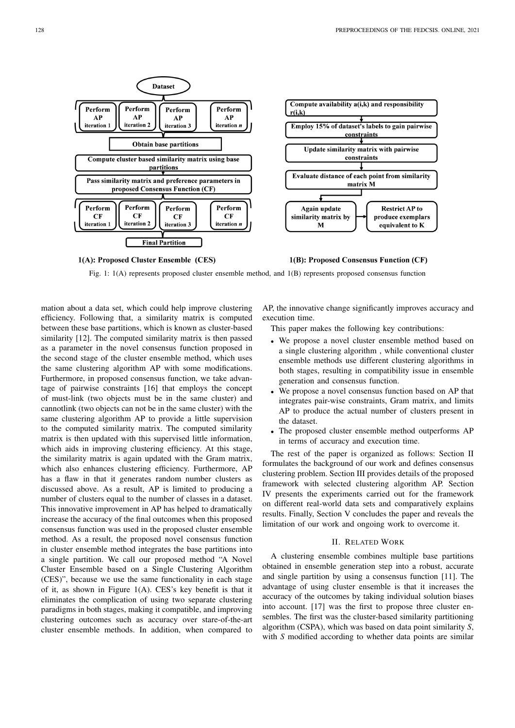Fig. 1: 1(A) represents proposed cluster ensemble method, and 1(B) represents proposed consensus function

mation about a data set, which could help improve clustering efficiency. Following that, a similarity matrix is computed between these base partitions, which is known as cluster-based similarity [12]. The computed similarity matrix is then passed as a parameter in the novel consensus function proposed in the second stage of the cluster ensemble method, which uses the same clustering algorithm AP with some modifications. Furthermore, in proposed consensus function, we take advantage of pairwise constraints [16] that employs the concept of must-link (two objects must be in the same cluster) and cannotlink (two objects can not be in the same cluster) with the same clustering algorithm AP to provide a little supervision to the computed similarity matrix. The computed similarity matrix is then updated with this supervised little information, which aids in improving clustering efficiency. At this stage, the similarity matrix is again updated with the Gram matrix, which also enhances clustering efficiency. Furthermore, AP has a flaw in that it generates random number clusters as discussed above. As a result, AP is limited to producing a number of clusters equal to the number of classes in a dataset. This innovative improvement in AP has helped to dramatically increase the accuracy of the final outcomes when this proposed consensus function was used in the proposed cluster ensemble method. As a result, the proposed novel consensus function in cluster ensemble method integrates the base partitions into a single partition. We call our proposed method "A Novel Cluster Ensemble based on a Single Clustering Algorithm (CES)", because we use the same functionality in each stage of it, as shown in Figure 1(A). CES's key benefit is that it eliminates the complication of using two separate clustering paradigms in both stages, making it compatible, and improving clustering outcomes such as accuracy over stare-of-the-art cluster ensemble methods. In addition, when compared to AP, the innovative change significantly improves accuracy and execution time.

This paper makes the following key contributions:

- We propose a novel cluster ensemble method based on a single clustering algorithm , while conventional cluster ensemble methods use different clustering algorithms in both stages, resulting in compatibility issue in ensemble generation and consensus function.
- We propose a novel consensus function based on AP that integrates pair-wise constraints, Gram matrix, and limits AP to produce the actual number of clusters present in the dataset.
- The proposed cluster ensemble method outperforms AP in terms of accuracy and execution time.

The rest of the paper is organized as follows: Section II formulates the background of our work and defines consensus clustering problem. Section III provides details of the proposed framework with selected clustering algorithm AP. Section IV presents the experiments carried out for the framework on different real-world data sets and comparatively explains results. Finally, Section V concludes the paper and reveals the limitation of our work and ongoing work to overcome it.

## II. Related Work

A clustering ensemble combines multiple base partitions obtained in ensemble generation step into a robust, accurate and single partition by using a consensus function [11]. The advantage of using cluster ensemble is that it increases the accuracy of the outcomes by taking individual solution biases into account. [17] was the first to propose three cluster ensembles. The first was the cluster-based similarity partitioning algorithm (CSPA), which was based on data point similarity *S*, with *S* modified according to whether data points are similar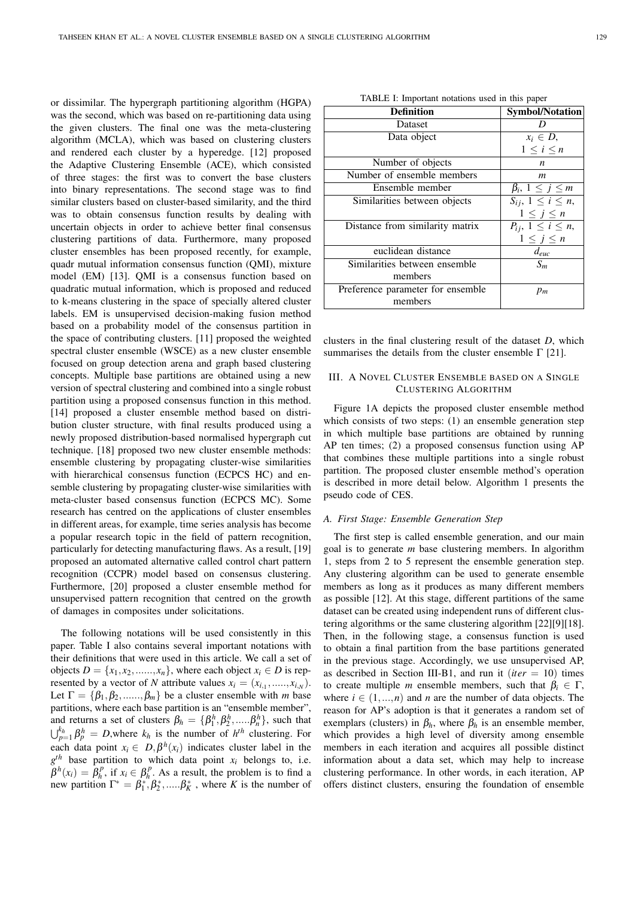or dissimilar. The hypergraph partitioning algorithm (HGPA) was the second, which was based on re-partitioning data using the given clusters. The final one was the meta-clustering algorithm (MCLA), which was based on clustering clusters and rendered each cluster by a hyperedge. [12] proposed the Adaptive Clustering Ensemble (ACE), which consisted of three stages: the first was to convert the base clusters into binary representations. The second stage was to find similar clusters based on cluster-based similarity, and the third was to obtain consensus function results by dealing with uncertain objects in order to achieve better final consensus clustering partitions of data. Furthermore, many proposed cluster ensembles has been proposed recently, for example, quadr mutual information consensus function (QMI), mixture model (EM) [13]. QMI is a consensus function based on quadratic mutual information, which is proposed and reduced to k-means clustering in the space of specially altered cluster labels. EM is unsupervised decision-making fusion method based on a probability model of the consensus partition in the space of contributing clusters. [11] proposed the weighted spectral cluster ensemble (WSCE) as a new cluster ensemble focused on group detection arena and graph based clustering concepts. Multiple base partitions are obtained using a new version of spectral clustering and combined into a single robust partition using a proposed consensus function in this method. [14] proposed a cluster ensemble method based on distribution cluster structure, with final results produced using a newly proposed distribution-based normalised hypergraph cut technique. [18] proposed two new cluster ensemble methods: ensemble clustering by propagating cluster-wise similarities with hierarchical consensus function (ECPCS HC) and ensemble clustering by propagating cluster-wise similarities with meta-cluster based consensus function (ECPCS MC). Some research has centred on the applications of cluster ensembles in different areas, for example, time series analysis has become a popular research topic in the field of pattern recognition, particularly for detecting manufacturing flaws. As a result, [19] proposed an automated alternative called control chart pattern recognition (CCPR) model based on consensus clustering. Furthermore, [20] proposed a cluster ensemble method for unsupervised pattern recognition that centred on the growth of damages in composites under solicitations.

The following notations will be used consistently in this paper. Table I also contains several important notations with their definitions that were used in this article. We call a set of objects $D = \{x_1, x_2, ......, x_n\}$, where each object $x_i \in D$ is represented by a vector of $N$ attribute values $x_i = (x_{i,1}, ....., x_{i,N})$. Let $\Gamma = \{\beta_1, \beta_2, ......, \beta_m\}$ be a cluster ensemble with $m$ base partitions, where each base partition is an "ensemble member", and returns a set of clusters $\beta_h = \{\beta_1^h, \beta_2^h, .....\beta_n^h\}$, such that $\bigcup_{p=1}^{k_h} \beta_p^h = D$,where $k_h$ is the number of $h^{th}$ clustering. For each data point $x_i \in D, \beta^h(x_i)$ indicates cluster label in the $g^{th}$ base partition to which data point $x_i$ belongs to, i.e. $\beta^h(x_i) = \beta_h^p$, if $x_i \in \beta_h^p$. As a result, the problem is to find a new partition $\Gamma^* = \beta_1^*, \beta_2^*, .....\beta_K^*$ , where $K$ is the number of clusters in the final clustering result of the dataset $D$, which summarises the details from the cluster ensemble $\Gamma$ [21].

TABLE I: Important notations used in this paper

| **Definition** | **Symbol/Notation** |
|---|---|
| Dataset | $D$ |
| Data object | $x_i \in D$, $1 \leq i \leq n$ |
| Number of objects | $n$ |
| Number of ensemble members | $m$ |
| Ensemble member | $\beta_i$, $1 \leq j \leq m$ |
| Similarities between objects | $S_{ij}$, $1 \leq i \leq n$, $1 \leq j \leq n$ |
| Distance from similarity matrix | $P_{ij}$, $1 \leq i \leq n$, $1 \leq j \leq n$ |
| euclidean distance | $d_{euc}$ |
| Similarities between ensemble members | $S_m$ |
| Preference parameter for ensemble members | $p_m$ |

## III. A Novel Cluster Ensemble based on a Single Clustering Algorithm

Figure 1A depicts the proposed cluster ensemble method which consists of two steps: (1) an ensemble generation step in which multiple base partitions are obtained by running AP ten times; (2) a proposed consensus function using AP that combines these multiple partitions into a single robust partition. The proposed cluster ensemble method's operation is described in more detail below. Algorithm 1 presents the pseudo code of CES.

### A. First Stage: Ensemble Generation Step

The first step is called ensemble generation, and our main goal is to generate $m$ base clustering members. In algorithm 1, steps from 2 to 5 represent the ensemble generation step. Any clustering algorithm can be used to generate ensemble members as long as it produces as many different members as possible [12]. At this stage, different partitions of the same dataset can be created using independent runs of different clustering algorithms or the same clustering algorithm [22][9][18]. Then, in the following stage, a consensus function is used to obtain a final partition from the base partitions generated in the previous stage. Accordingly, we use unsupervised AP, as described in Section III-B1, and run it ($iter = 10$) times to create multiple $m$ ensemble members, such that $\beta_i \in \Gamma$, where $i \in (1, ..., n)$ and $n$ are the number of data objects. The reason for AP's adoption is that it generates a random set of exemplars (clusters) in $\beta_h$, where $\beta_h$ is an ensemble member, which provides a high level of diversity among ensemble members in each iteration and acquires all possible distinct information about a data set, which may help to increase clustering performance. In other words, in each iteration, AP offers distinct clusters, ensuring the foundation of ensemble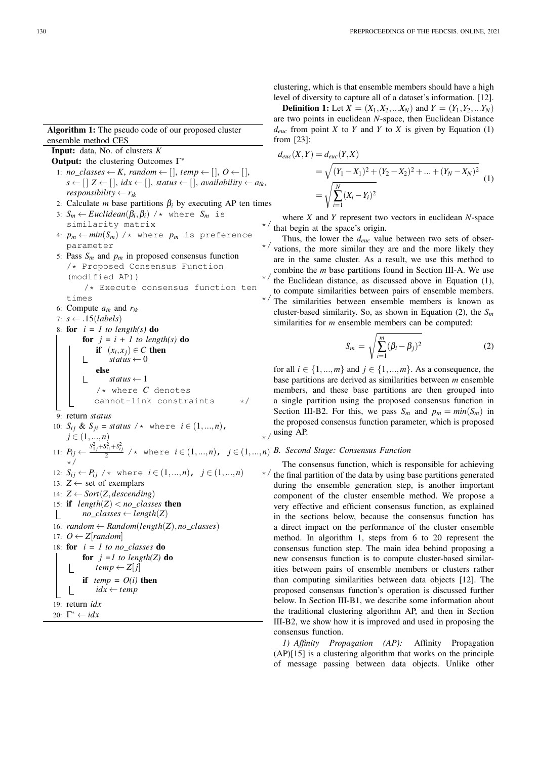**Algorithm 1:** The pseudo code of our proposed cluster ensemble method CES

```
Input: data, No. of clusters K
Output: the clustering Outcomes Γ*
 1: no_classes ← K, random ← [], temp ← [], O ← [],
    s ← [] Z ← [], idx ← [], status ← [], availability ← a_ik,
    responsibility ← r_ik
 2: Calculate m base partitions β_i by executing AP ten times
 3: S_m ← Euclidean(β_i, β_i) /* where S_m is similarity matrix */
 4: p_m ← min(S_m) /* where p_m is preference parameter */
 5: Pass S_m and p_m in proposed consensus function
    /* Proposed Consensus Function (modified AP)) */
        /* Execute consensus function ten times */
 6: Compute a_ik and r_ik
 7: s ← .15(labels)
 8: for i = 1 to length(s) do
        for j = i + 1 to length(s) do
            if (x_i, x_j) ∈ C then
                status ← 0
            else
                status ← 1
            /* where C denotes cannot-link constraints */
 9: return status
10: S_ij & S_ji = status /* where i ∈ (1,...,n), j ∈ (1,...,n) */
11: P_ij ← (S_1j^2 + S_i1^2 + S_ij^2) / 2 /* where i ∈ (1,...,n), j ∈ (1,...,n) */
12: S_ij ← P_ij /* where i ∈ (1,...,n), j ∈ (1,...,n) */
13: Z ← set of exemplars
14: Z ← Sort(Z, descending)
15: if length(Z) < no_classes then
        no_classes ← length(Z)
16: random ← Random(length(Z), no_classes)
17: O ← Z[random]
18: for i = 1 to no_classes do
        for j =1 to length(Z) do
            temp ← Z[j]
        if temp = O(i) then
            idx ← temp
19: return idx
20: Γ* ← idx
```

clustering, which is that ensemble members should have a high level of diversity to capture all of a dataset's information. [12].

**Definition 1:** Let $X = (X_1, X_2, ... X_N)$ and $Y = (Y_1, Y_2, ... Y_N)$ are two points in euclidean $N$-space, then Euclidean Distance $d_{euc}$ from point $X$ to $Y$ and $Y$ to $X$ is given by Equation (1) from [23]:

$$\begin{aligned} d_{euc}(X,Y) &= d_{euc}(Y,X) \\ &= \sqrt{(Y_1 - X_1)^2 + (Y_2 - X_2)^2 + ... + (Y_N - X_N)^2} \\ &= \sqrt{\sum_{i=1}^{N} (X_i - Y_i)^2} \end{aligned} \tag{1}$$

where $X$ and $Y$ represent two vectors in euclidean $N$-space that begin at the space's origin.

Thus, the lower the $d_{euc}$ value between two sets of observations, the more similar they are and the more likely they are in the same cluster. As a result, we use this method to combine the $m$ base partitions found in Section III-A. We use the Euclidean distance, as discussed above in Equation (1), to compute similarities between pairs of ensemble members. The similarities between ensemble members is known as cluster-based similarity. So, as shown in Equation (2), the $S_m$ similarities for $m$ ensemble members can be computed:

$$S_m = \sqrt{\sum_{i=1}^{m} (\beta_i - \beta_j)^2} \tag{2}$$

for all $i \in \{1, ..., m\}$ and $j \in \{1, ..., m\}$. As a consequence, the base partitions are derived as similarities between $m$ ensemble members, and these base partitions are then grouped into a single partition using the proposed consensus function in Section III-B2. For this, we pass $S_m$ and $p_m = min(S_m)$ in the proposed consensus function parameter, which is proposed using AP.

### B. Second Stage: Consensus Function

The consensus function, which is responsible for achieving the final partition of the data by using base partitions generated during the ensemble generation step, is another important component of the cluster ensemble method. We propose a very effective and efficient consensus function, as explained in the sections below, because the consensus function has a direct impact on the performance of the cluster ensemble method. In algorithm 1, steps from 6 to 20 represent the consensus function step. The main idea behind proposing a new consensus function is to compute cluster-based similarities between pairs of ensemble members or clusters rather than computing similarities between data objects [12]. The proposed consensus function's operation is discussed further below. In Section III-B1, we describe some information about the traditional clustering algorithm AP, and then in Section III-B2, we show how it is improved and used in proposing the consensus function.

*1) Affinity Propagation (AP):* Affinity Propagation (AP)[15] is a clustering algorithm that works on the principle of message passing between data objects. Unlike other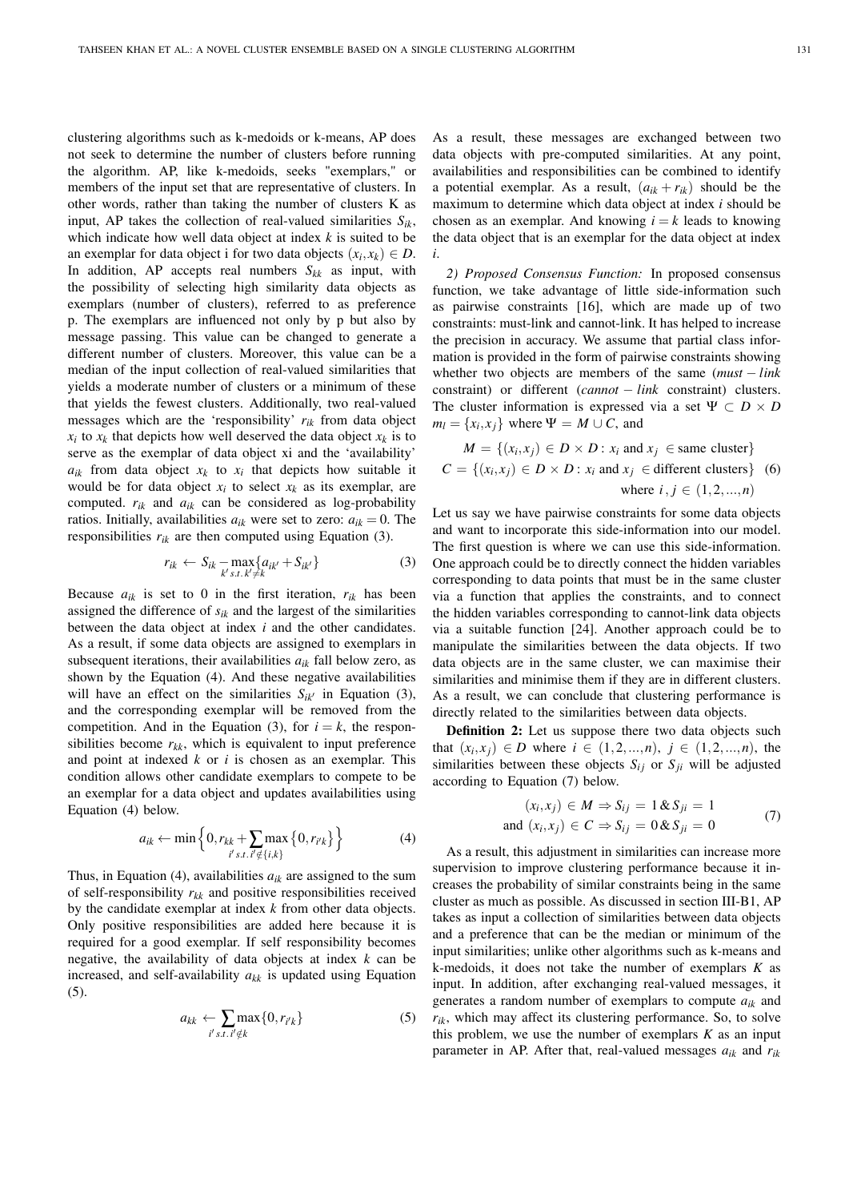clustering algorithms such as k-medoids or k-means, AP does not seek to determine the number of clusters before running the algorithm. AP, like k-medoids, seeks "exemplars," or members of the input set that are representative of clusters. In other words, rather than taking the number of clusters K as input, AP takes the collection of real-valued similarities $S_{ik}$, which indicate how well data object at index $k$ is suited to be an exemplar for data object i for two data objects $(x_i, x_k) \in D$. In addition, AP accepts real numbers $S_{kk}$ as input, with the possibility of selecting high similarity data objects as exemplars (number of clusters), referred to as preference p. The exemplars are influenced not only by p but also by message passing. This value can be changed to generate a different number of clusters. Moreover, this value can be a median of the input collection of real-valued similarities that yields a moderate number of clusters or a minimum of these that yields the fewest clusters. Additionally, two real-valued messages which are the 'responsibility' $r_{ik}$ from data object $x_i$ to $x_k$ that depicts how well deserved the data object $x_k$ is to serve as the exemplar of data object xi and the 'availability' $a_{ik}$ from data object $x_k$ to $x_i$ that depicts how suitable it would be for data object $x_i$ to select $x_k$ as its exemplar, are computed. $r_{ik}$ and $a_{ik}$ can be considered as log-probability ratios. Initially, availabilities $a_{ik}$ were set to zero: $a_{ik} = 0$. The responsibilities $r_{ik}$ are then computed using Equation (3).

$$r_{ik} \leftarrow S_{ik} - \max_{k' \, s.t. \, k' \neq k} \{a_{ik'} + S_{ik'}\} \tag{3}$$

Because $a_{ik}$ is set to 0 in the first iteration, $r_{ik}$ has been assigned the difference of $s_{ik}$ and the largest of the similarities between the data object at index $i$ and the other candidates. As a result, if some data objects are assigned to exemplars in subsequent iterations, their availabilities $a_{ik}$ fall below zero, as shown by the Equation (4). And these negative availabilities will have an effect on the similarities $S_{ik'}$ in Equation (3), and the corresponding exemplar will be removed from the competition. And in the Equation (3), for $i = k$, the responsibilities become $r_{kk}$, which is equivalent to input preference and point at indexed $k$ or $i$ is chosen as an exemplar. This condition allows other candidate exemplars to compete to be an exemplar for a data object and updates availabilities using Equation (4) below.

$$a_{ik} \leftarrow \min\Big\{0, r_{kk} + \sum_{i' \, s.t. \, i' \notin \{i,k\}} \max\{0, r_{i'k}\}\Big\} \tag{4}$$

Thus, in Equation (4), availabilities $a_{ik}$ are assigned to the sum of self-responsibility $r_{kk}$ and positive responsibilities received by the candidate exemplar at index $k$ from other data objects. Only positive responsibilities are added here because it is required for a good exemplar. If self responsibility becomes negative, the availability of data objects at index $k$ can be increased, and self-availability $a_{kk}$ is updated using Equation (5).

$$a_{kk} \leftarrow \sum_{i' \, s.t. \, i' \notin k} \max\{0, r_{i'k}\} \tag{5}$$

As a result, these messages are exchanged between two data objects with pre-computed similarities. At any point, availabilities and responsibilities can be combined to identify a potential exemplar. As a result, $(a_{ik} + r_{ik})$ should be the maximum to determine which data object at index $i$ should be chosen as an exemplar. And knowing $i = k$ leads to knowing the data object that is an exemplar for the data object at index $i$.

*2) Proposed Consensus Function:* In proposed consensus function, we take advantage of little side-information such as pairwise constraints [16], which are made up of two constraints: must-link and cannot-link. It has helped to increase the precision in accuracy. We assume that partial class information is provided in the form of pairwise constraints showing whether two objects are members of the same ($must-link$ constraint) or different ($cannot-link$ constraint) clusters. The cluster information is expressed via a set $\Psi \subset D \times D$ $m_l = \{x_i, x_j\}$ where $\Psi = M \cup C$, and

$$\begin{aligned} M &= \{(x_i, x_j) \in D \times D : x_i \text{ and } x_j \in \text{same cluster}\} \\ C &= \{(x_i, x_j) \in D \times D : x_i \text{ and } x_j \in \text{different clusters}\} \\ &\qquad \text{where } i, j \in (1, 2, ..., n) \end{aligned} \tag{6}$$

Let us say we have pairwise constraints for some data objects and want to incorporate this side-information into our model. The first question is where we can use this side-information. One approach could be to directly connect the hidden variables corresponding to data points that must be in the same cluster via a function that applies the constraints, and to connect the hidden variables corresponding to cannot-link data objects via a suitable function [24]. Another approach could be to manipulate the similarities between the data objects. If two data objects are in the same cluster, we can maximise their similarities and minimise them if they are in different clusters. As a result, we can conclude that clustering performance is directly related to the similarities between data objects.

**Definition 2:** Let us suppose there two data objects such that $(x_i, x_j) \in D$ where $i \in (1, 2, ..., n)$, $j \in (1, 2, ..., n)$, the similarities between these objects $S_{ij}$ or $S_{ji}$ will be adjusted according to Equation (7) below.

$$\begin{aligned} (x_i, x_j) \in M &\Rightarrow S_{ij} = 1 \,\&\, S_{ji} = 1 \\ \text{and } (x_i, x_j) \in C &\Rightarrow S_{ij} = 0 \,\&\, S_{ji} = 0 \end{aligned} \tag{7}$$

As a result, this adjustment in similarities can increase more supervision to improve clustering performance because it increases the probability of similar constraints being in the same cluster as much as possible. As discussed in section III-B1, AP takes as input a collection of similarities between data objects and a preference that can be the median or minimum of the input similarities; unlike other algorithms such as k-means and k-medoids, it does not take the number of exemplars $K$ as input. In addition, after exchanging real-valued messages, it generates a random number of exemplars to compute $a_{ik}$ and $r_{ik}$, which may affect its clustering performance. So, to solve this problem, we use the number of exemplars $K$ as an input parameter in AP. After that, real-valued messages $a_{ik}$ and $r_{ik}$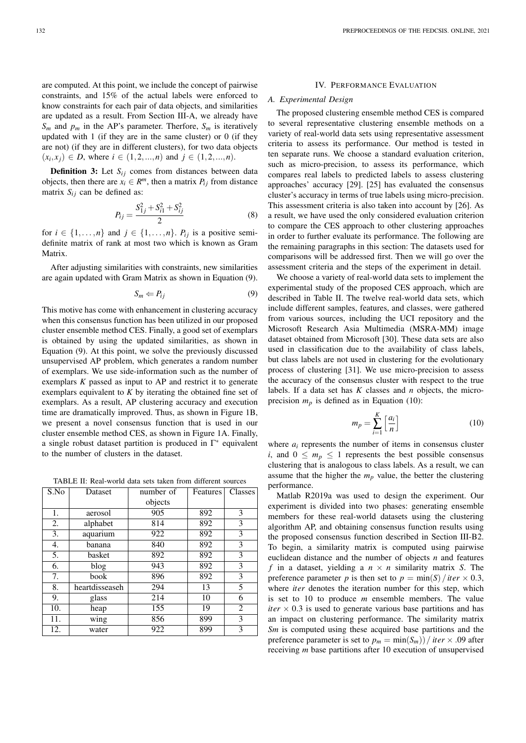are computed. At this point, we include the concept of pairwise constraints, and 15% of the actual labels were enforced to know constraints for each pair of data objects, and similarities are updated as a result. From Section III-A, we already have $S_m$ and $p_m$ in the AP's parameter. Therfore, $S_m$ is iteratively updated with 1 (if they are in the same cluster) or 0 (if they are not) (if they are in different clusters), for two data objects $(x_i, x_j) \in D$, where $i \in (1,2,...,n)$ and $j \in (1,2,...,n)$.

**Definition 3:** Let $S_{ij}$ comes from distances between data objects, then there are $x_i \in R^m$, then a matrix $P_{ij}$ from distance matrix $S_{ij}$ can be defined as:

$$P_{ij} = \frac{S_{1j}^2 + S_{i1}^2 + S_{ij}^2}{2} \tag{8}$$

for $i \in \{1,\ldots,n\}$ and $j \in \{1,\ldots,n\}$. $P_{ij}$ is a positive semi-definite matrix of rank at most two which is known as Gram Matrix.

After adjusting similarities with constraints, new similarities are again updated with Gram Matrix as shown in Equation (9).

$$S_m \Leftarrow P_{ij} \tag{9}$$

This motive has come with enhancement in clustering accuracy when this consensus function has been utilized in our proposed cluster ensemble method CES. Finally, a good set of exemplars is obtained by using the updated similarities, as shown in Equation (9). At this point, we solve the previously discussed unsupervised AP problem, which generates a random number of exemplars. We use side-information such as the number of exemplars $K$ passed as input to AP and restrict it to generate exemplars equivalent to $K$ by iterating the obtained fine set of exemplars. As a result, AP clustering accuracy and execution time are dramatically improved. Thus, as shown in Figure 1B, we present a novel consensus function that is used in our cluster ensemble method CES, as shown in Figure 1A. Finally, a single robust dataset partition is produced in $\Gamma^*$ equivalent to the number of clusters in the dataset.

TABLE II: Real-world data sets taken from different sources

| S.No | Dataset | number of objects | Features | Classes |
|---|---|---|---|---|
| 1. | aerosol | 905 | 892 | 3 |
| 2. | alphabet | 814 | 892 | 3 |
| 3. | aquarium | 922 | 892 | 3 |
| 4. | banana | 840 | 892 | 3 |
| 5. | basket | 892 | 892 | 3 |
| 6. | blog | 943 | 892 | 3 |
| 7. | book | 896 | 892 | 3 |
| 8. | heartdisseaseh | 294 | 13 | 5 |
| 9. | glass | 214 | 10 | 6 |
| 10. | heap | 155 | 19 | 2 |
| 11. | wing | 856 | 899 | 3 |
| 12. | water | 922 | 899 | 3 |

## IV. Performance Evaluation

### A. Experimental Design

The proposed clustering ensemble method CES is compared to several representative clustering ensemble methods on a variety of real-world data sets using representative assessment criteria to assess its performance. Our method is tested in ten separate runs. We choose a standard evaluation criterion, such as micro-precision, to assess its performance, which compares real labels to predicted labels to assess clustering approaches' accuracy [29]. [25] has evaluated the consensus cluster's accuracy in terms of true labels using micro-precision. This assessment criteria is also taken into account by [26]. As a result, we have used the only considered evaluation criterion to compare the CES approach to other clustering approaches in order to further evaluate its performance. The following are the remaining paragraphs in this section: The datasets used for comparisons will be addressed first. Then we will go over the assessment criteria and the steps of the experiment in detail.

We choose a variety of real-world data sets to implement the experimental study of the proposed CES approach, which are described in Table II. The twelve real-world data sets, which include different samples, features, and classes, were gathered from various sources, including the UCI repository and the Microsoft Research Asia Multimedia (MSRA-MM) image dataset obtained from Microsoft [30]. These data sets are also used in classification due to the availability of class labels, but class labels are not used in clustering for the evolutionary process of clustering [31]. We use micro-precision to assess the accuracy of the consensus cluster with respect to the true labels. If a data set has $K$ classes and $n$ objects, the micro-precision $m_p$ is defined as in Equation (10):

$$m_p = \sum_{i=1}^{K} \left[ \frac{a_i}{n} \right] \tag{10}$$

where $a_i$ represents the number of items in consensus cluster $i$, and $0 \leq m_p \leq 1$ represents the best possible consensus clustering that is analogous to class labels. As a result, we can assume that the higher the $m_p$ value, the better the clustering performance.

Matlab R2019a was used to design the experiment. Our experiment is divided into two phases: generating ensemble members for these real-world datasets using the clustering algorithm AP, and obtaining consensus function results using the proposed consensus function described in Section III-B2. To begin, a similarity matrix is computed using pairwise euclidean distance and the number of objects $n$ and features $f$ in a dataset, yielding a $n \times n$ similarity matrix $S$. The preference parameter $p$ is then set to $p = \min(S)/iter \times 0.3$, where $iter$ denotes the iteration number for this step, which is set to 10 to produce $m$ ensemble members. The value $iter \times 0.3$ is used to generate various base partitions and has an impact on clustering performance. The similarity matrix $Sm$ is computed using these acquired base partitions and the preference parameter is set to $p_m = \min(S_m))/iter \times .09$ after receiving $m$ base partitions after 10 execution of unsupervised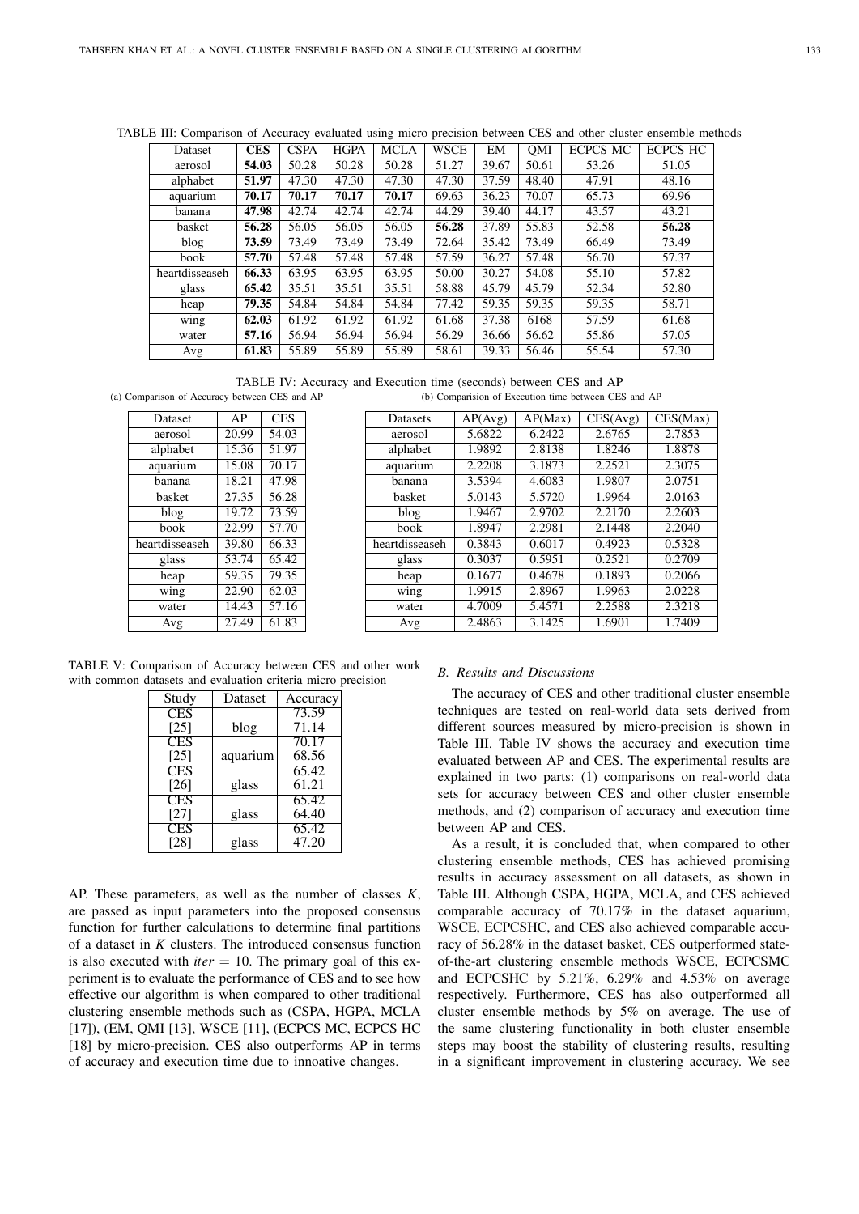TABLE III: Comparison of Accuracy evaluated using micro-precision between CES and other cluster ensemble methods

| Dataset | **CES** | CSPA | HGPA | MCLA | WSCE | EM | QMI | ECPCS MC | ECPCS HC |
|---|---|---|---|---|---|---|---|---|---|
| aerosol | **54.03** | 50.28 | 50.28 | 50.28 | 51.27 | 39.67 | 50.61 | 53.26 | 51.05 |
| alphabet | **51.97** | 47.30 | 47.30 | 47.30 | 47.30 | 37.59 | 48.40 | 47.91 | 48.16 |
| aquarium | **70.17** | **70.17** | **70.17** | **70.17** | 69.63 | 36.23 | 70.07 | 65.73 | 69.96 |
| banana | **47.98** | 42.74 | 42.74 | 42.74 | 44.29 | 39.40 | 44.17 | 43.57 | 43.21 |
| basket | **56.28** | 56.05 | 56.05 | 56.05 | **56.28** | 37.89 | 55.83 | 52.58 | **56.28** |
| blog | **73.59** | 73.49 | 73.49 | 73.49 | 72.64 | 35.42 | 73.49 | 66.49 | 73.49 |
| book | **57.70** | 57.48 | 57.48 | 57.48 | 57.59 | 36.27 | 57.48 | 56.70 | 57.37 |
| heartdisseaseh | **66.33** | 63.95 | 63.95 | 63.95 | 50.00 | 30.27 | 54.08 | 55.10 | 57.82 |
| glass | **65.42** | 35.51 | 35.51 | 35.51 | 58.88 | 45.79 | 45.79 | 52.34 | 52.80 |
| heap | **79.35** | 54.84 | 54.84 | 54.84 | 77.42 | 59.35 | 59.35 | 59.35 | 58.71 |
| wing | **62.03** | 61.92 | 61.92 | 61.92 | 61.68 | 37.38 | 6168 | 57.59 | 61.68 |
| water | **57.16** | 56.94 | 56.94 | 56.94 | 56.29 | 36.66 | 56.62 | 55.86 | 57.05 |
| Avg | **61.83** | 55.89 | 55.89 | 55.89 | 58.61 | 39.33 | 56.46 | 55.54 | 57.30 |

TABLE IV: Accuracy and Execution time (seconds) between CES and AP

(a) Comparison of Accuracy between CES and AP

| Dataset | AP | CES |
|---|---|---|
| aerosol | 20.99 | 54.03 |
| alphabet | 15.36 | 51.97 |
| aquarium | 15.08 | 70.17 |
| banana | 18.21 | 47.98 |
| basket | 27.35 | 56.28 |
| blog | 19.72 | 73.59 |
| book | 22.99 | 57.70 |
| heartdisseaseh | 39.80 | 66.33 |
| glass | 53.74 | 65.42 |
| heap | 59.35 | 79.35 |
| wing | 22.90 | 62.03 |
| water | 14.43 | 57.16 |
| Avg | 27.49 | 61.83 |

(b) Comparision of Execution time between CES and AP

| Datasets | AP(Avg) | AP(Max) | CES(Avg) | CES(Max) |
|---|---|---|---|---|
| aerosol | 5.6822 | 6.2422 | 2.6765 | 2.7853 |
| alphabet | 1.9892 | 2.8138 | 1.8246 | 1.8878 |
| aquarium | 2.2208 | 3.1873 | 2.2521 | 2.3075 |
| banana | 3.5394 | 4.6083 | 1.9807 | 2.0751 |
| basket | 5.0143 | 5.5720 | 1.9964 | 2.0163 |
| blog | 1.9467 | 2.9702 | 2.2170 | 2.2603 |
| book | 1.8947 | 2.2981 | 2.1448 | 2.2040 |
| heartdisseaseh | 0.3843 | 0.6017 | 0.4923 | 0.5328 |
| glass | 0.3037 | 0.5951 | 0.2521 | 0.2709 |
| heap | 0.1677 | 0.4678 | 0.1893 | 0.2066 |
| wing | 1.9915 | 2.8967 | 1.9963 | 2.0228 |
| water | 4.7009 | 5.4571 | 2.2588 | 2.3218 |
| Avg | 2.4863 | 3.1425 | 1.6901 | 1.7409 |

TABLE V: Comparison of Accuracy between CES and other work with common datasets and evaluation criteria micro-precision

| Study | Dataset | Accuracy |
|---|---|---|
| CES | blog | 73.59 |
| [25] | | 71.14 |
| CES | aquarium | 70.17 |
| [25] | | 68.56 |
| CES | glass | 65.42 |
| [26] | | 61.21 |
| CES | glass | 65.42 |
| [27] | | 64.40 |
| CES | glass | 65.42 |
| [28] | | 47.20 |

AP. These parameters, as well as the number of classes $K$, are passed as input parameters into the proposed consensus function for further calculations to determine final partitions of a dataset in $K$ clusters. The introduced consensus function is also executed with $iter = 10$. The primary goal of this experiment is to evaluate the performance of CES and to see how effective our algorithm is when compared to other traditional clustering ensemble methods such as (CSPA, HGPA, MCLA [17]), (EM, QMI [13], WSCE [11], (ECPCS MC, ECPCS HC [18] by micro-precision. CES also outperforms AP in terms of accuracy and execution time due to innoative changes.

## B. Results and Discussions

The accuracy of CES and other traditional cluster ensemble techniques are tested on real-world data sets derived from different sources measured by micro-precision is shown in Table III. Table IV shows the accuracy and execution time evaluated between AP and CES. The experimental results are explained in two parts: (1) comparisons on real-world data sets for accuracy between CES and other cluster ensemble methods, and (2) comparison of accuracy and execution time between AP and CES.

As a result, it is concluded that, when compared to other clustering ensemble methods, CES has achieved promising results in accuracy assessment on all datasets, as shown in Table III. Although CSPA, HGPA, MCLA, and CES achieved comparable accuracy of 70.17% in the dataset aquarium, WSCE, ECPCSHC, and CES also achieved comparable accuracy of 56.28% in the dataset basket, CES outperformed state-of-the-art clustering ensemble methods WSCE, ECPCSMC and ECPCSHC by 5.21%, 6.29% and 4.53% on average respectively. Furthermore, CES has also outperformed all cluster ensemble methods by 5% on average. The use of the same clustering functionality in both cluster ensemble steps may boost the stability of clustering results, resulting in a significant improvement in clustering accuracy. We see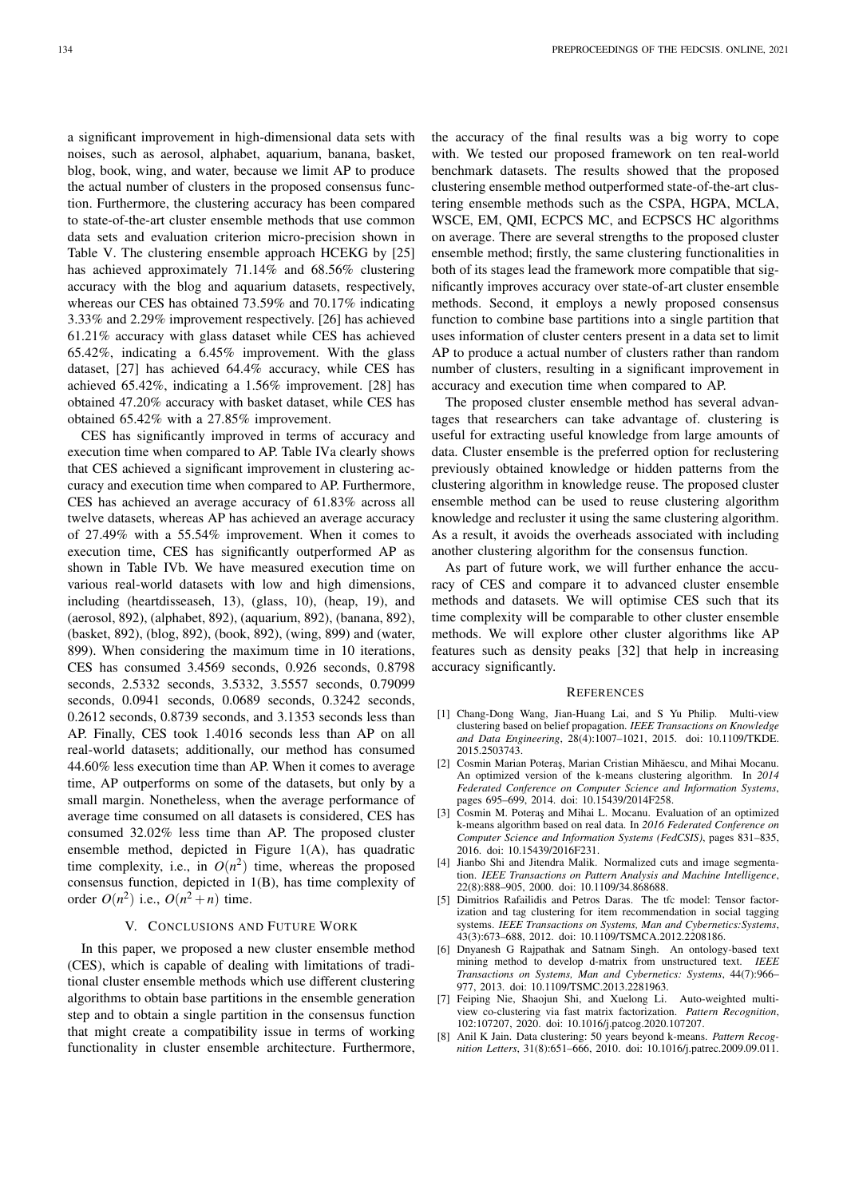a significant improvement in high-dimensional data sets with noises, such as aerosol, alphabet, aquarium, banana, basket, blog, book, wing, and water, because we limit AP to produce the actual number of clusters in the proposed consensus function. Furthermore, the clustering accuracy has been compared to state-of-the-art cluster ensemble methods that use common data sets and evaluation criterion micro-precision shown in Table V. The clustering ensemble approach HCEKG by [25] has achieved approximately 71.14% and 68.56% clustering accuracy with the blog and aquarium datasets, respectively, whereas our CES has obtained 73.59% and 70.17% indicating 3.33% and 2.29% improvement respectively. [26] has achieved 61.21% accuracy with glass dataset while CES has achieved 65.42%, indicating a 6.45% improvement. With the glass dataset, [27] has achieved 64.4% accuracy, while CES has achieved 65.42%, indicating a 1.56% improvement. [28] has obtained 47.20% accuracy with basket dataset, while CES has obtained 65.42% with a 27.85% improvement.

CES has significantly improved in terms of accuracy and execution time when compared to AP. Table IVa clearly shows that CES achieved a significant improvement in clustering accuracy and execution time when compared to AP. Furthermore, CES has achieved an average accuracy of 61.83% across all twelve datasets, whereas AP has achieved an average accuracy of 27.49% with a 55.54% improvement. When it comes to execution time, CES has significantly outperformed AP as shown in Table IVb. We have measured execution time on various real-world datasets with low and high dimensions, including (heartdisseaseh, 13), (glass, 10), (heap, 19), and (aerosol, 892), (alphabet, 892), (aquarium, 892), (banana, 892), (basket, 892), (blog, 892), (book, 892), (wing, 899) and (water, 899). When considering the maximum time in 10 iterations, CES has consumed 3.4569 seconds, 0.926 seconds, 0.8798 seconds, 2.5332 seconds, 3.5332, 3.5557 seconds, 0.79099 seconds, 0.0941 seconds, 0.0689 seconds, 0.3242 seconds, 0.2612 seconds, 0.8739 seconds, and 3.1353 seconds less than AP. Finally, CES took 1.4016 seconds less than AP on all real-world datasets; additionally, our method has consumed 44.60% less execution time than AP. When it comes to average time, AP outperforms on some of the datasets, but only by a small margin. Nonetheless, when the average performance of average time consumed on all datasets is considered, CES has consumed 32.02% less time than AP. The proposed cluster ensemble method, depicted in Figure 1(A), has quadratic time complexity, i.e., in $O(n^2)$ time, whereas the proposed consensus function, depicted in 1(B), has time complexity of order $O(n^2)$ i.e., $O(n^2+n)$ time.

## V. Conclusions and Future Work

In this paper, we proposed a new cluster ensemble method (CES), which is capable of dealing with limitations of traditional cluster ensemble methods which use different clustering algorithms to obtain base partitions in the ensemble generation step and to obtain a single partition in the consensus function that might create a compatibility issue in terms of working functionality in cluster ensemble architecture. Furthermore, the accuracy of the final results was a big worry to cope with. We tested our proposed framework on ten real-world benchmark datasets. The results showed that the proposed clustering ensemble method outperformed state-of-the-art clustering ensemble methods such as the CSPA, HGPA, MCLA, WSCE, EM, QMI, ECPCS MC, and ECPSCS HC algorithms on average. There are several strengths to the proposed cluster ensemble method; firstly, the same clustering functionalities in both of its stages lead the framework more compatible that significantly improves accuracy over state-of-art cluster ensemble methods. Second, it employs a newly proposed consensus function to combine base partitions into a single partition that uses information of cluster centers present in a data set to limit AP to produce a actual number of clusters rather than random number of clusters, resulting in a significant improvement in accuracy and execution time when compared to AP.

The proposed cluster ensemble method has several advantages that researchers can take advantage of. clustering is useful for extracting useful knowledge from large amounts of data. Cluster ensemble is the preferred option for reclustering previously obtained knowledge or hidden patterns from the clustering algorithm in knowledge reuse. The proposed cluster ensemble method can be used to reuse clustering algorithm knowledge and recluster it using the same clustering algorithm. As a result, it avoids the overheads associated with including another clustering algorithm for the consensus function.

As part of future work, we will further enhance the accuracy of CES and compare it to advanced cluster ensemble methods and datasets. We will optimise CES such that its time complexity will be comparable to other cluster ensemble methods. We will explore other cluster algorithms like AP features such as density peaks [32] that help in increasing accuracy significantly.

## References

[1] Chang-Dong Wang, Jian-Huang Lai, and S Yu Philip. Multi-view clustering based on belief propagation. *IEEE Transactions on Knowledge and Data Engineering*, 28(4):1007–1021, 2015. doi: 10.1109/TKDE.2015.2503743.

[2] Cosmin Marian Poteraş, Marian Cristian Mihăescu, and Mihai Mocanu. An optimized version of the k-means clustering algorithm. In *2014 Federated Conference on Computer Science and Information Systems*, pages 695–699, 2014. doi: 10.15439/2014F258.

[3] Cosmin M. Poteraş and Mihai L. Mocanu. Evaluation of an optimized k-means algorithm based on real data. In *2016 Federated Conference on Computer Science and Information Systems (FedCSIS)*, pages 831–835, 2016. doi: 10.15439/2016F231.

[4] Jianbo Shi and Jitendra Malik. Normalized cuts and image segmentation. *IEEE Transactions on Pattern Analysis and Machine Intelligence*, 22(8):888–905, 2000. doi: 10.1109/34.868688.

[5] Dimitrios Rafailidis and Petros Daras. The tfc model: Tensor factorization and tag clustering for item recommendation in social tagging systems. *IEEE Transactions on Systems, Man and Cybernetics:Systems*, 43(3):673–688, 2012. doi: 10.1109/TSMCA.2012.2208186.

[6] Dnyanesh G Rajpathak and Satnam Singh. An ontology-based text mining method to develop d-matrix from unstructured text. *IEEE Transactions on Systems, Man and Cybernetics: Systems*, 44(7):966–977, 2013. doi: 10.1109/TSMC.2013.2281963.

[7] Feiping Nie, Shaojun Shi, and Xuelong Li. Auto-weighted multi-view co-clustering via fast matrix factorization. *Pattern Recognition*, 102:107207, 2020. doi: 10.1016/j.patcog.2020.107207.

[8] Anil K Jain. Data clustering: 50 years beyond k-means. *Pattern Recognition Letters*, 31(8):651–666, 2010. doi: 10.1016/j.patrec.2009.09.011.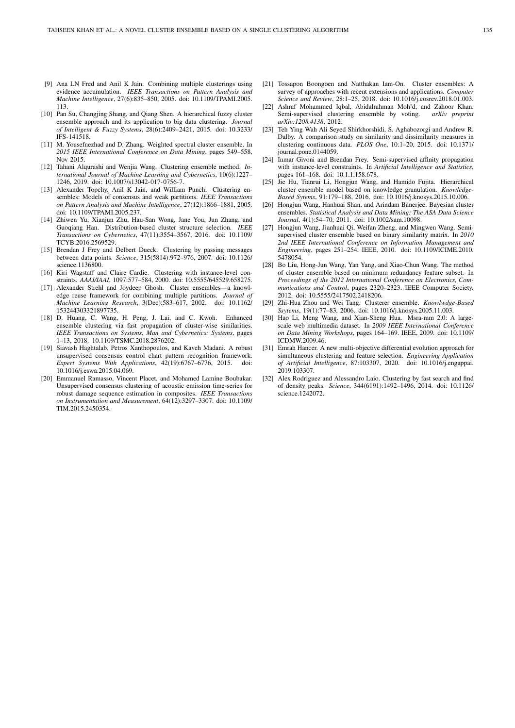[9] Ana LN Fred and Anil K Jain. Combining multiple clusterings using evidence accumulation. *IEEE Transactions on Pattern Analysis and Machine Intelligence*, 27(6):835–850, 2005. doi: 10.1109/TPAMI.2005.113.

[10] Pan Su, Changjing Shang, and Qiang Shen. A hierarchical fuzzy cluster ensemble approach and its application to big data clustering. *Journal of Intelligent & Fuzzy Systems*, 28(6):2409–2421, 2015. doi: 10.3233/IFS-141518.

[11] M. Yousefnezhad and D. Zhang. Weighted spectral cluster ensemble. In *2015 IEEE International Conference on Data Mining*, pages 549–558, Nov 2015.

[12] Tahani Alqurashi and Wenjia Wang. Clustering ensemble method. *International Journal of Machine Learning and Cybernetics*, 10(6):1227–1246, 2019. doi: 10.1007/s13042-017-0756-7.

[13] Alexander Topchy, Anil K Jain, and William Punch. Clustering ensembles: Models of consensus and weak partitions. *IEEE Transactions on Pattern Analysis and Machine Intelligence*, 27(12):1866–1881, 2005. doi: 10.1109/TPAMI.2005.237.

[14] Zhiwen Yu, Xianjun Zhu, Hau-San Wong, Jane You, Jun Zhang, and Guoqiang Han. Distribution-based cluster structure selection. *IEEE Transactions on Cybernetics*, 47(11):3554–3567, 2016. doi: 10.1109/TCYB.2016.2569529.

[15] Brendan J Frey and Delbert Dueck. Clustering by passing messages between data points. *Science*, 315(5814):972–976, 2007. doi: 10.1126/science.1136800.

[16] Kiri Wagstaff and Claire Cardie. Clustering with instance-level constraints. *AAAI/IAAI*, 1097:577–584, 2000. doi: 10.5555/645529.658275.

[17] Alexander Strehl and Joydeep Ghosh. Cluster ensembles—a knowledge reuse framework for combining multiple partitions. *Journal of Machine Learning Research*, 3(Dec):583–617, 2002. doi: 10.1162/153244303321897735.

[18] D. Huang, C. Wang, H. Peng, J. Lai, and C. Kwoh. Enhanced ensemble clustering via fast propagation of cluster-wise similarities. *IEEE Transactions on Systems, Man and Cybernetics: Systems*, pages 1–13, 2018. 10.1109/TSMC.2018.2876202.

[19] Siavash Haghtalab, Petros Xanthopoulos, and Kaveh Madani. A robust unsupervised consensus control chart pattern recognition framework. *Expert Systems With Applications*, 42(19):6767–6776, 2015. doi: 10.1016/j.eswa.2015.04.069.

[20] Emmanuel Ramasso, Vincent Placet, and Mohamed Lamine Boubakar. Unsupervised consensus clustering of acoustic emission time-series for robust damage sequence estimation in composites. *IEEE Transactions on Instrumentation and Measurement*, 64(12):3297–3307. doi: 10.1109/TIM.2015.2450354.

[21] Tossapon Boongoen and Natthakan Iam-On. Cluster ensembles: A survey of approaches with recent extensions and applications. *Computer Science and Review*, 28:1–25, 2018. doi: 10.1016/j.cosrev.2018.01.003.

[22] Ashraf Mohammed Iqbal, Abidalrahman Moh'd, and Zahoor Khan. Semi-supervised clustering ensemble by voting. *arXiv preprint arXiv:1208.4138*, 2012.

[23] Teh Ying Wah Ali Seyed Shirkhorshidi, S. Aghabozorgi and Andrew R. Dalby. A comparison study on similarity and dissimilarity measures in clustering continuous data. *PLOS One*, 10:1–20, 2015. doi: 10.1371/journal.pone.0144059.

[24] Inmar Givoni and Brendan Frey. Semi-supervised affinity propagation with instance-level constraints. In *Artificial Intelligence and Statistics*, pages 161–168. doi: 10.1.1.158.678.

[25] Jie Hu, Tianrui Li, Hongjun Wang, and Hamido Fujita. Hierarchical cluster ensemble model based on knowledge granulation. *Knowledge-Based Sytems*, 91:179–188, 2016. doi: 10.1016/j.knosys.2015.10.006.

[26] Hongjun Wang, Hanhuai Shan, and Arindam Banerjee. Bayesian cluster ensembles. *Statistical Analysis and Data Mining: The ASA Data Science Journal*, 4(1):54–70, 2011. doi: 10.1002/sam.10098.

[27] Hongjun Wang, Jianhuai Qi, Weifan Zheng, and Mingwen Wang. Semi-supervised cluster ensemble based on binary similarity matrix. In *2010 2nd IEEE International Conference on Information Management and Engineering*, pages 251–254. IEEE, 2010. doi: 10.1109/ICIME.2010.5478054.

[28] Bo Liu, Hong-Jun Wang, Yan Yang, and Xiao-Chun Wang. The method of cluster ensemble based on minimum redundancy feature subset. In *Proceedings of the 2012 International Conference on Electronics, Communications and Control*, pages 2320–2323. IEEE Computer Society, 2012. doi: 10.5555/2417502.2418206.

[29] Zhi-Hua Zhou and Wei Tang. Clusterer ensemble. *Knowlwdge-Based Systems*, 19(1):77–83, 2006. doi: 10.1016/j.knosys.2005.11.003.

[30] Hao Li, Meng Wang, and Xian-Sheng Hua. Msra-mm 2.0: A large-scale web multimedia dataset. In *2009 IEEE International Conference on Data Mining Workshops*, pages 164–169. IEEE, 2009. doi: 10.1109/ICDMW.2009.46.

[31] Emrah Hancer. A new multi-objective differential evolution approach for simultaneous clustering and feature selection. *Engineering Application of Artificial Intelligence*, 87:103307, 2020. doi: 10.1016/j.engappai.2019.103307.

[32] Alex Rodriguez and Alessandro Laio. Clustering by fast search and find of density peaks. *Science*, 344(6191):1492–1496, 2014. doi: 10.1126/science.1242072.